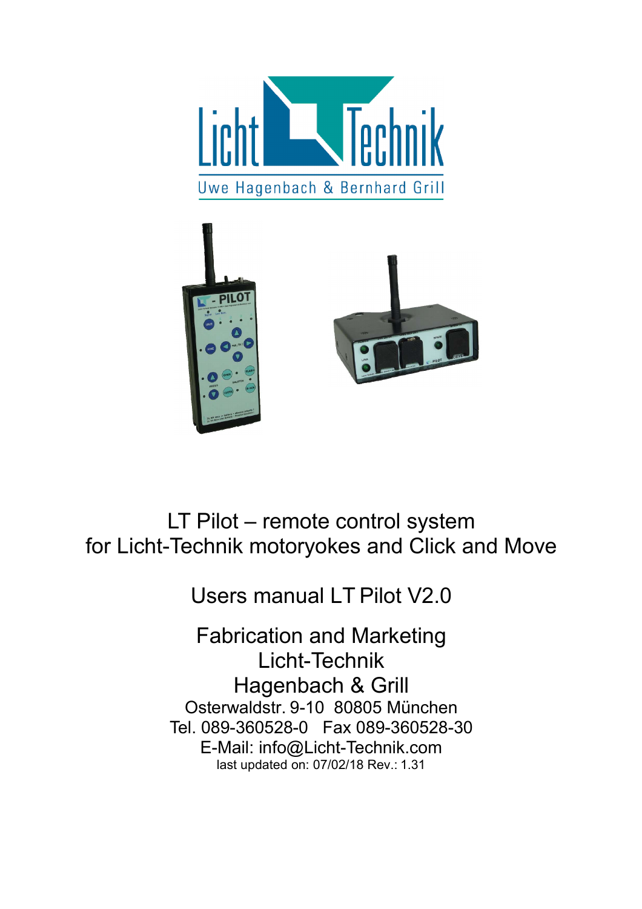# LT Pilot – remote control system for Licht-Technik motoryokes and Click and Move

Users manual LT Pilot V2.0

Fabrication and Marketing
Licht-Technik
Hagenbach & Grill
Osterwaldstr. 9-10 80805 München
Tel. 089-360528-0 Fax 089-360528-30
E-Mail: info@Licht-Technik.com
last updated on: 07/02/18 Rev.: 1.31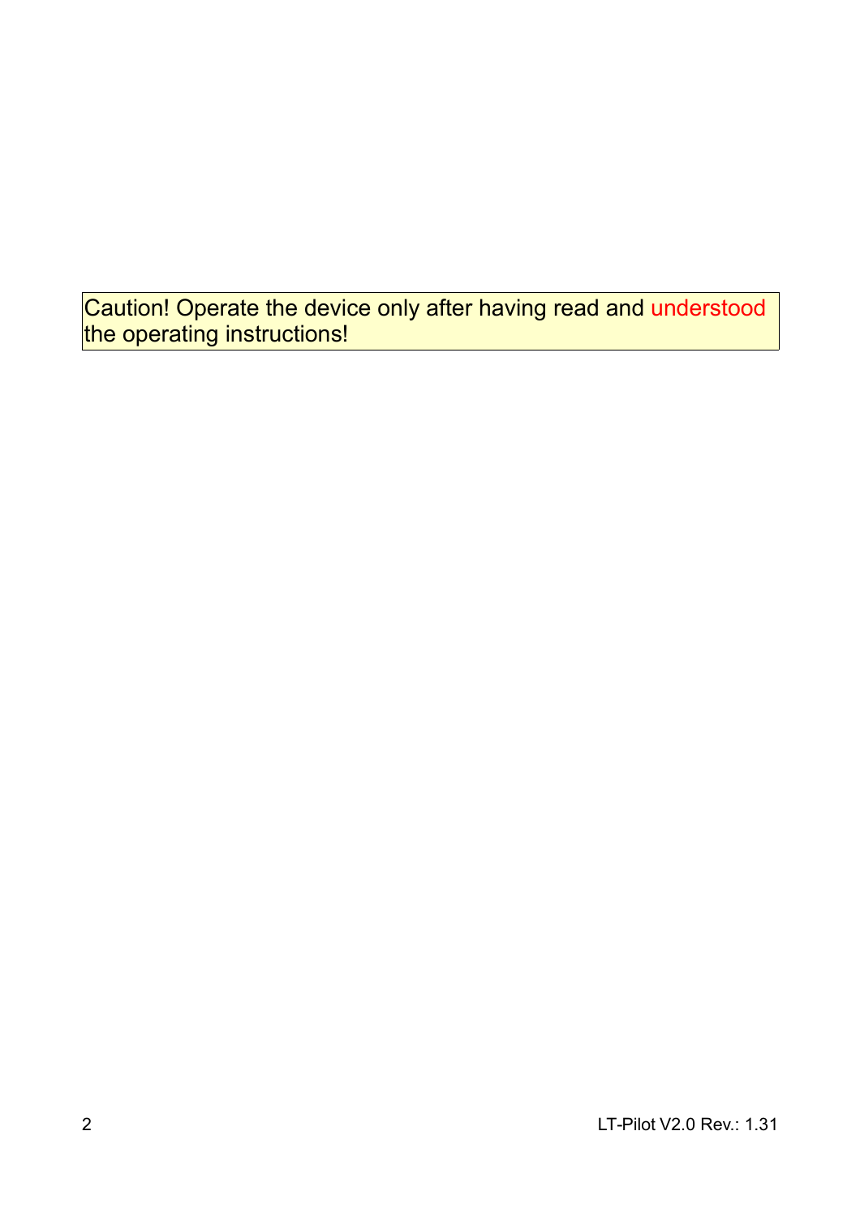Caution! Operate the device only after having read and understood the operating instructions!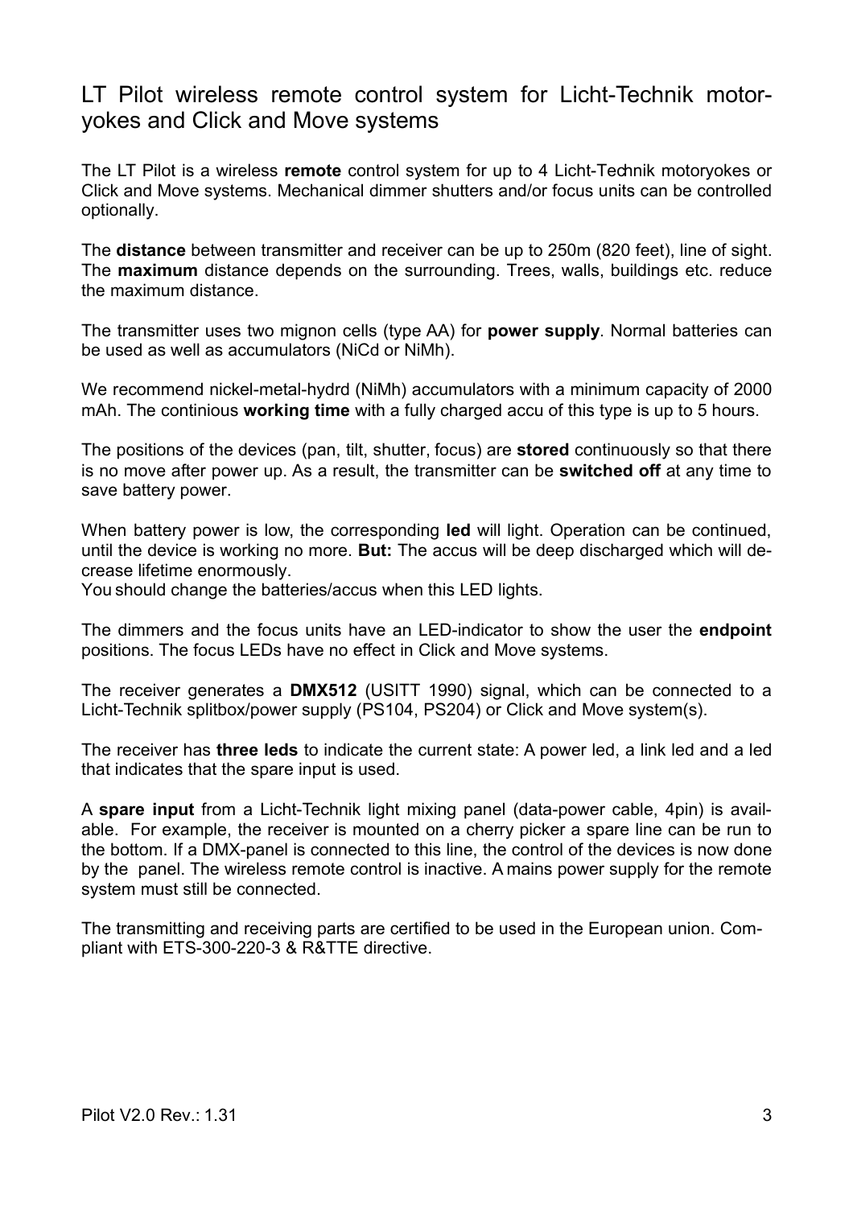# LT Pilot wireless remote control system for Licht-Technik motor-yokes and Click and Move systems

The LT Pilot is a wireless **remote** control system for up to 4 Licht-Technik motoryokes or Click and Move systems. Mechanical dimmer shutters and/or focus units can be controlled optionally.

The **distance** between transmitter and receiver can be up to 250m (820 feet), line of sight. The **maximum** distance depends on the surrounding. Trees, walls, buildings etc. reduce the maximum distance.

The transmitter uses two mignon cells (type AA) for **power supply**. Normal batteries can be used as well as accumulators (NiCd or NiMh).

We recommend nickel-metal-hydrd (NiMh) accumulators with a minimum capacity of 2000 mAh. The continious **working time** with a fully charged accu of this type is up to 5 hours.

The positions of the devices (pan, tilt, shutter, focus) are **stored** continuously so that there is no move after power up. As a result, the transmitter can be **switched off** at any time to save battery power.

When battery power is low, the corresponding **led** will light. Operation can be continued, until the device is working no more. **But:** The accus will be deep discharged which will decrease lifetime enormously.
You should change the batteries/accus when this LED lights.

The dimmers and the focus units have an LED-indicator to show the user the **endpoint** positions. The focus LEDs have no effect in Click and Move systems.

The receiver generates a **DMX512** (USITT 1990) signal, which can be connected to a Licht-Technik splitbox/power supply (PS104, PS204) or Click and Move system(s).

The receiver has **three leds** to indicate the current state: A power led, a link led and a led that indicates that the spare input is used.

A **spare input** from a Licht-Technik light mixing panel (data-power cable, 4pin) is available. For example, the receiver is mounted on a cherry picker a spare line can be run to the bottom. If a DMX-panel is connected to this line, the control of the devices is now done by the panel. The wireless remote control is inactive. A mains power supply for the remote system must still be connected.

The transmitting and receiving parts are certified to be used in the European union. Compliant with ETS-300-220-3 & R&TTE directive.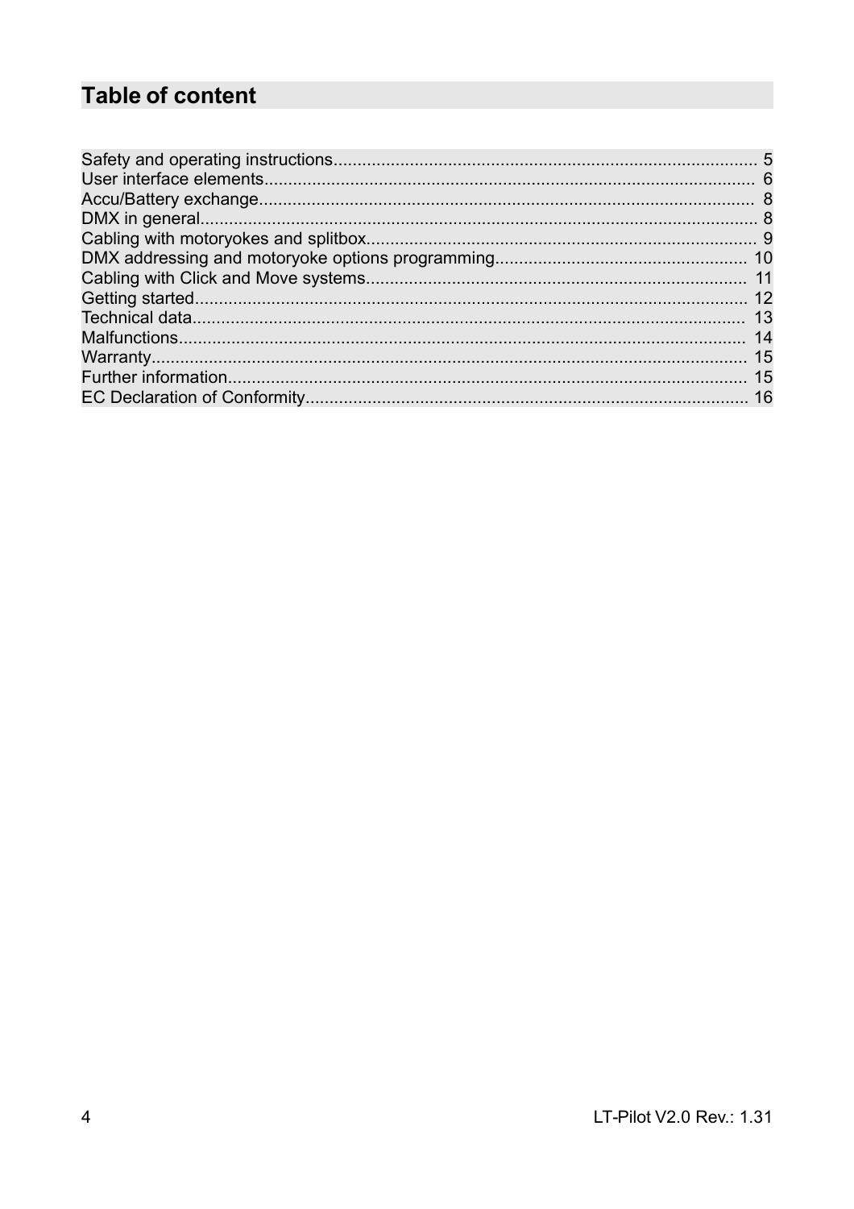## Table of content

Safety and operating instructions........................................................................................ 5
User interface elements...................................................................................................... 6
Accu/Battery exchange....................................................................................................... 8
DMX in general.................................................................................................................... 8
Cabling with motoryokes and splitbox................................................................................. 9
DMX addressing and motoryoke options programming.................................................... 10
Cabling with Click and Move systems............................................................................... 11
Getting started................................................................................................................... 12
Technical data.................................................................................................................... 13
Malfunctions...................................................................................................................... 14
Warranty............................................................................................................................ 15
Further information............................................................................................................ 15
EC Declaration of Conformity............................................................................................ 16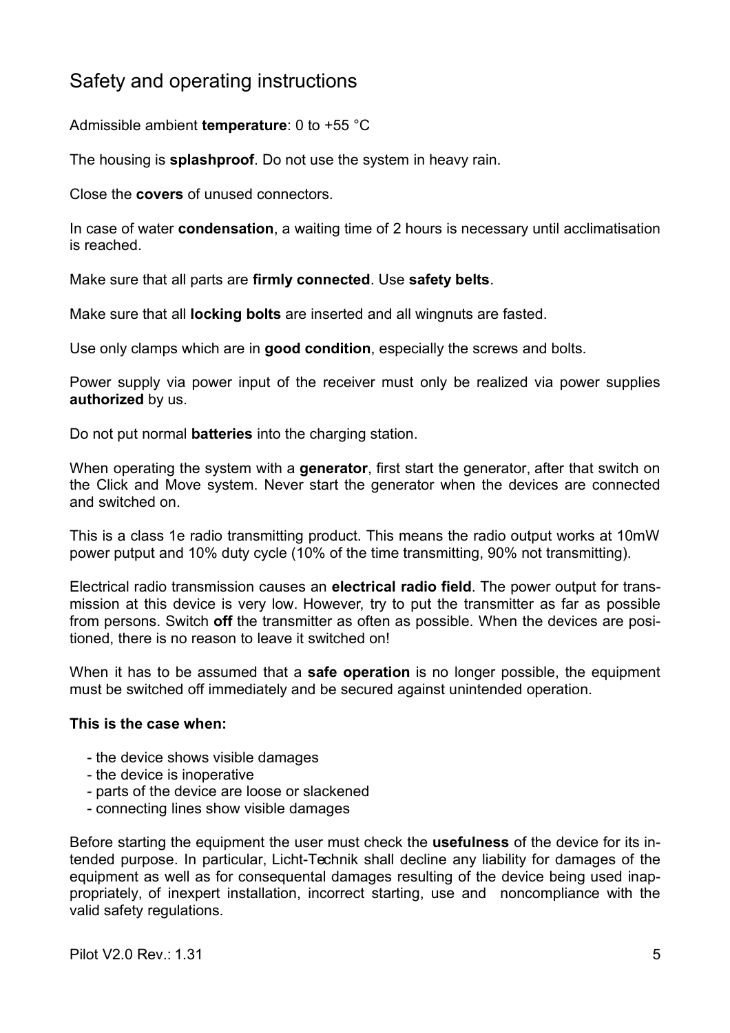# Safety and operating instructions

Admissible ambient **temperature**: 0 to +55 °C

The housing is **splashproof**. Do not use the system in heavy rain.

Close the **covers** of unused connectors.

In case of water **condensation**, a waiting time of 2 hours is necessary until acclimatisation is reached.

Make sure that all parts are **firmly connected**. Use **safety belts**.

Make sure that all **locking bolts** are inserted and all wingnuts are fasted.

Use only clamps which are in **good condition**, especially the screws and bolts.

Power supply via power input of the receiver must only be realized via power supplies **authorized** by us.

Do not put normal **batteries** into the charging station.

When operating the system with a **generator**, first start the generator, after that switch on the Click and Move system. Never start the generator when the devices are connected and switched on.

This is a class 1e radio transmitting product. This means the radio output works at 10mW power putput and 10% duty cycle (10% of the time transmitting, 90% not transmitting).

Electrical radio transmission causes an **electrical radio field**. The power output for transmission at this device is very low. However, try to put the transmitter as far as possible from persons. Switch **off** the transmitter as often as possible. When the devices are positioned, there is no reason to leave it switched on!

When it has to be assumed that a **safe operation** is no longer possible, the equipment must be switched off immediately and be secured against unintended operation.

**This is the case when:**

- the device shows visible damages
- the device is inoperative
- parts of the device are loose or slackened
- connecting lines show visible damages

Before starting the equipment the user must check the **usefulness** of the device for its intended purpose. In particular, Licht-Technik shall decline any liability for damages of the equipment as well as for consequental damages resulting of the device being used inappropriately, of inexpert installation, incorrect starting, use and noncompliance with the valid safety regulations.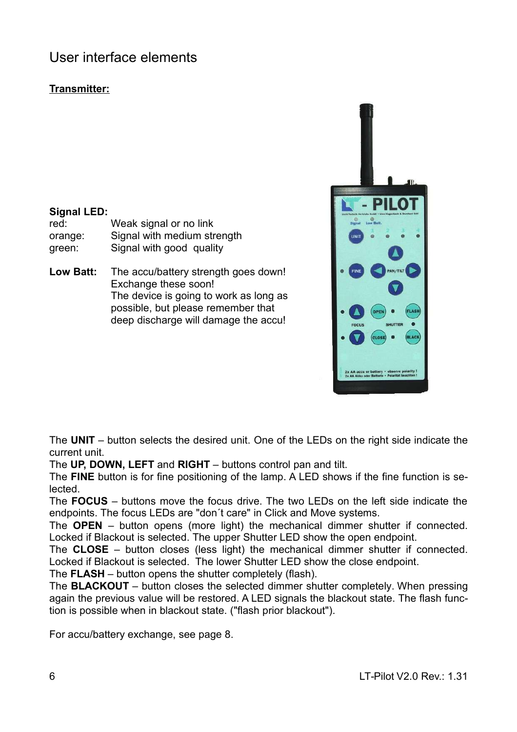# User interface elements

**Transmitter:**

**Signal LED:**

| | |
|---|---|
| red: | Weak signal or no link |
| orange: | Signal with medium strength |
| green: | Signal with good quality |

**Low Batt:** The accu/battery strength goes down! Exchange these soon! The device is going to work as long as possible, but please remember that deep discharge will damage the accu!

The **UNIT** – button selects the desired unit. One of the LEDs on the right side indicate the current unit.
The **UP, DOWN, LEFT** and **RIGHT** – buttons control pan and tilt.
The **FINE** button is for fine positioning of the lamp. A LED shows if the fine function is selected.
The **FOCUS** – buttons move the focus drive. The two LEDs on the left side indicate the endpoints. The focus LEDs are "don´t care" in Click and Move systems.
The **OPEN** – button opens (more light) the mechanical dimmer shutter if connected. Locked if Blackout is selected. The upper Shutter LED show the open endpoint.
The **CLOSE** – button closes (less light) the mechanical dimmer shutter if connected. Locked if Blackout is selected. The lower Shutter LED show the close endpoint.
The **FLASH** – button opens the shutter completely (flash).
The **BLACKOUT** – button closes the selected dimmer shutter completely. When pressing again the previous value will be restored. A LED signals the blackout state. The flash function is possible when in blackout state. ("flash prior blackout").

For accu/battery exchange, see page 8.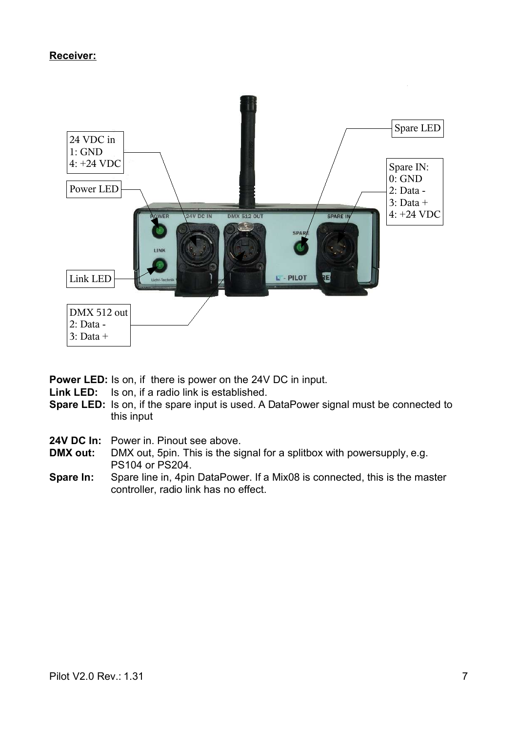**Receiver:**

24 VDC in
1: GND
4: +24 VDC

Power LED

Link LED

DMX 512 out
2: Data -
3: Data +

Spare LED

Spare IN:
0: GND
2: Data -
3: Data +
4: +24 VDC

**Power LED:** Is on, if there is power on the 24V DC in input.
**Link LED:** Is on, if a radio link is established.
**Spare LED:** Is on, if the spare input is used. A DataPower signal must be connected to this input

**24V DC In:** Power in. Pinout see above.
**DMX out:** DMX out, 5pin. This is the signal for a splitbox with powersupply, e.g. PS104 or PS204.
**Spare In:** Spare line in, 4pin DataPower. If a Mix08 is connected, this is the master controller, radio link has no effect.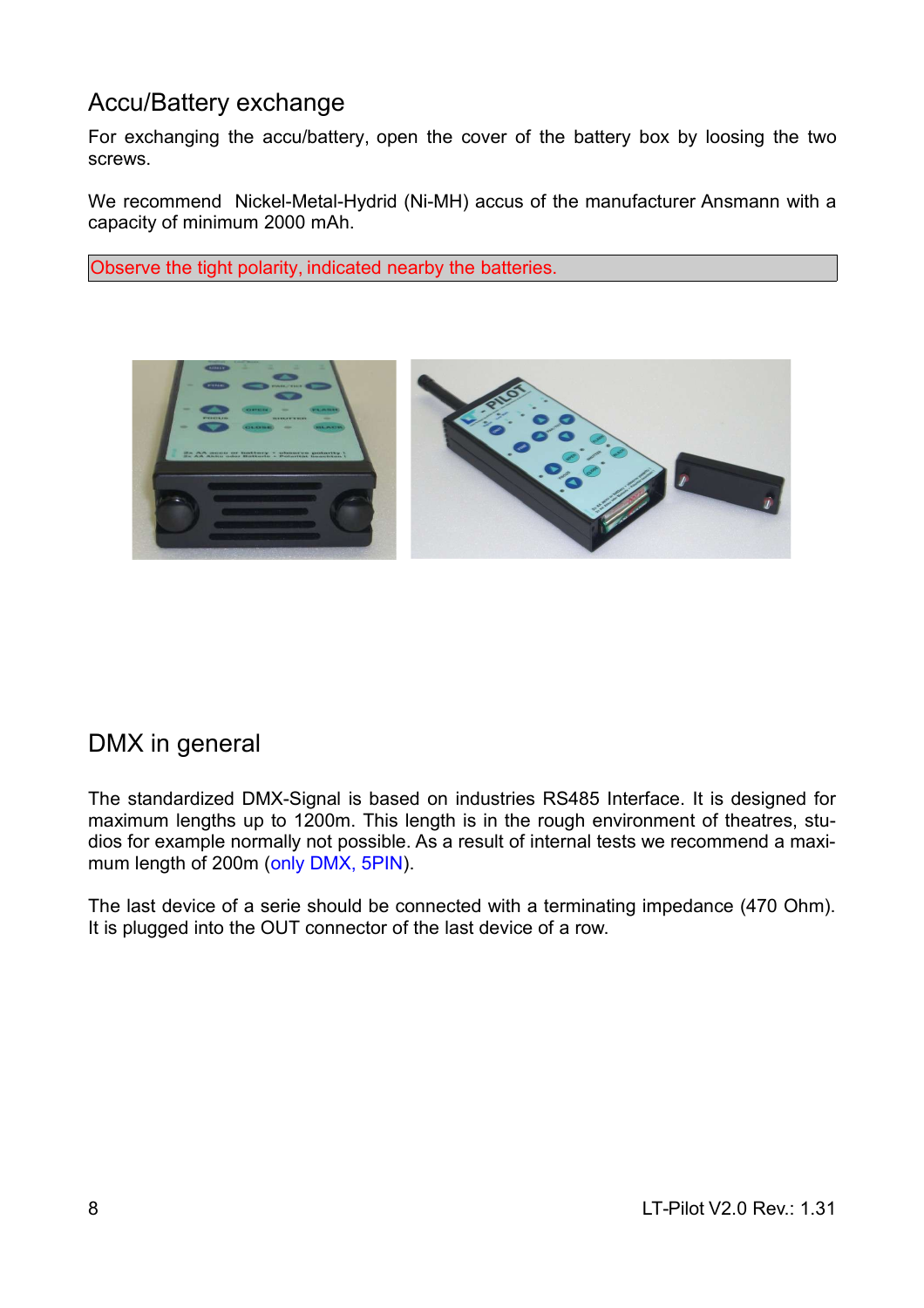## Accu/Battery exchange

For exchanging the accu/battery, open the cover of the battery box by loosing the two screws.

We recommend Nickel-Metal-Hydrid (Ni-MH) accus of the manufacturer Ansmann with a capacity of minimum 2000 mAh.

Observe the tight polarity, indicated nearby the batteries.

## DMX in general

The standardized DMX-Signal is based on industries RS485 Interface. It is designed for maximum lengths up to 1200m. This length is in the rough environment of theatres, studios for example normally not possible. As a result of internal tests we recommend a maximum length of 200m (only DMX, 5PIN).

The last device of a serie should be connected with a terminating impedance (470 Ohm). It is plugged into the OUT connector of the last device of a row.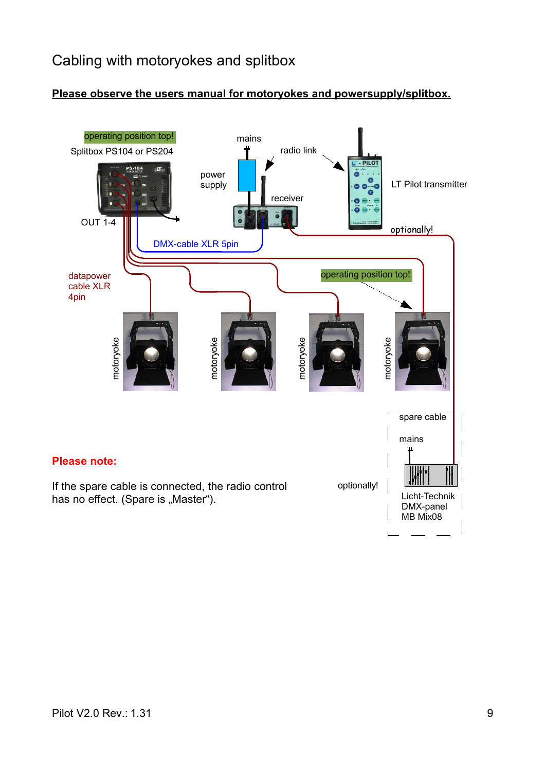# Cabling with motoryokes and splitbox

**Please observe the users manual for motoryokes and powersupply/splitbox.**

operating position top!

Splitbox PS104 or PS204

mains

radio link

power supply

receiver

LT Pilot transmitter

OUT 1-4

DMX-cable XLR 5pin

optionally!

datapower cable XLR 4pin

operating position top!

motoryoke

motoryoke

motoryoke

motoryoke

spare cable

mains

optionally!

Licht-Technik DMX-panel MB Mix08

**Please note:**

If the spare cable is connected, the radio control has no effect. (Spare is „Master“).

Pilot V2.0 Rev.: 1.31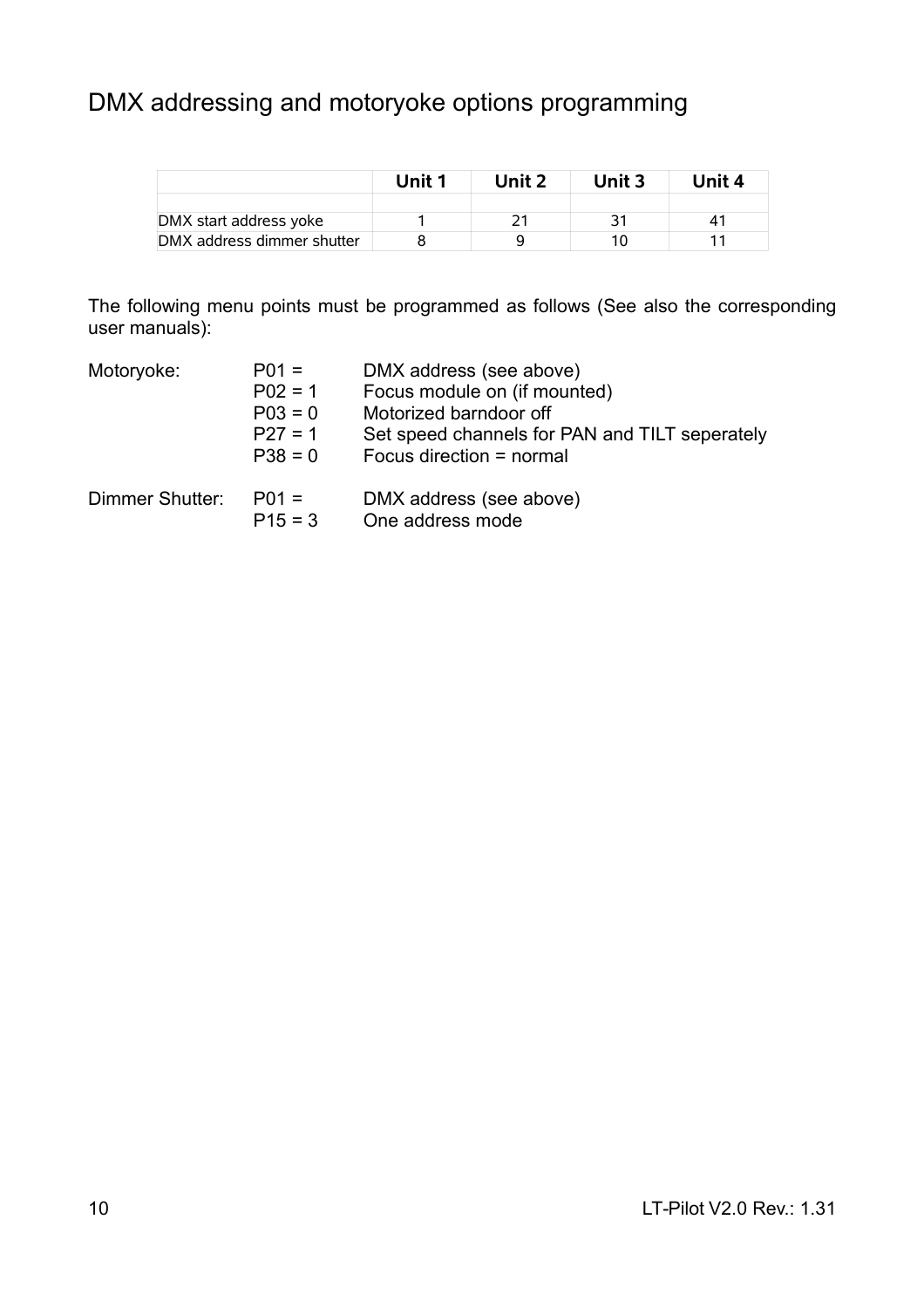# DMX addressing and motoryoke options programming

| | Unit 1 | Unit 2 | Unit 3 | Unit 4 |
|---|---|---|---|---|
| | | | | |
| DMX start address yoke | 1 | 21 | 31 | 41 |
| DMX address dimmer shutter | 8 | 9 | 10 | 11 |

The following menu points must be programmed as follows (See also the corresponding user manuals):

| | | |
|---|---|---|
| Motoryoke: | P01 = | DMX address (see above) |
| | P02 = 1 | Focus module on (if mounted) |
| | P03 = 0 | Motorized barndoor off |
| | P27 = 1 | Set speed channels for PAN and TILT seperately |
| | P38 = 0 | Focus direction = normal |
| Dimmer Shutter: | P01 = | DMX address (see above) |
| | P15 = 3 | One address mode |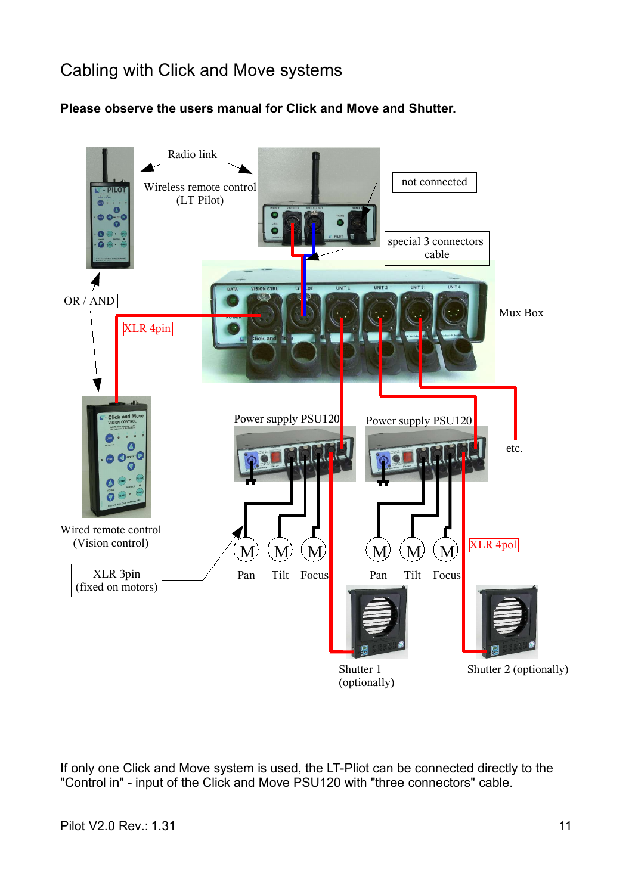# Cabling with Click and Move systems

**Please observe the users manual for Click and Move and Shutter.**

Radio link

Wireless remote control (LT Pilot)

not connected

special 3 connectors cable

Mux Box

OR / AND

XLR 4pin

Wired remote control (Vision control)

XLR 3pin (fixed on motors)

Power supply PSU120

Power supply PSU120

etc.

M M M M M M

Pan Tilt Focus Pan Tilt Focus

XLR 4pol

Shutter 1 (optionally)

Shutter 2 (optionally)

If only one Click and Move system is used, the LT-Pliot can be connected directly to the "Control in" - input of the Click and Move PSU120 with "three connectors" cable.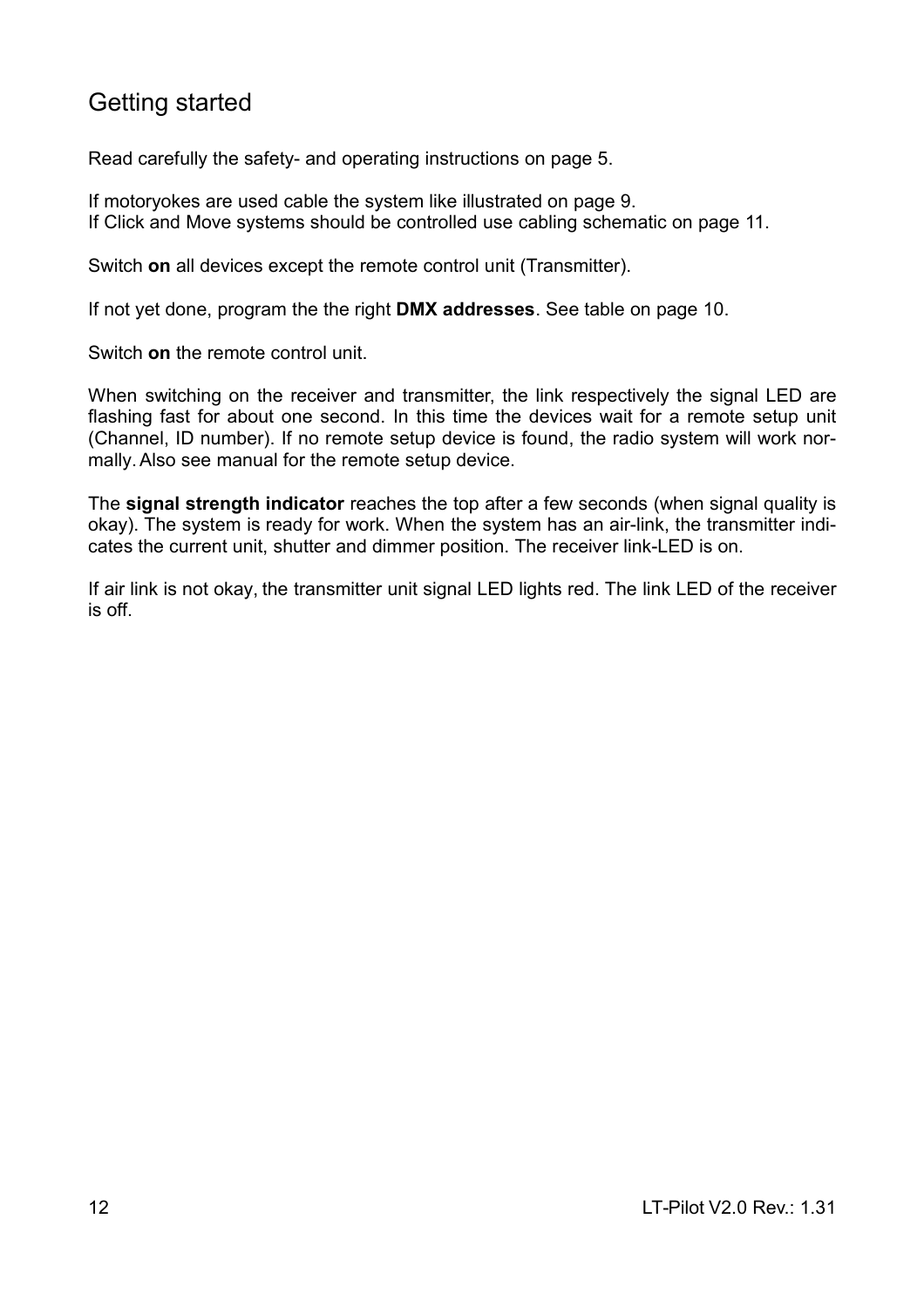# Getting started

Read carefully the safety- and operating instructions on page 5.

If motoryokes are used cable the system like illustrated on page 9.
If Click and Move systems should be controlled use cabling schematic on page 11.

Switch **on** all devices except the remote control unit (Transmitter).

If not yet done, program the the right **DMX addresses**. See table on page 10.

Switch **on** the remote control unit.

When switching on the receiver and transmitter, the link respectively the signal LED are flashing fast for about one second. In this time the devices wait for a remote setup unit (Channel, ID number). If no remote setup device is found, the radio system will work normally. Also see manual for the remote setup device.

The **signal strength indicator** reaches the top after a few seconds (when signal quality is okay). The system is ready for work. When the system has an air-link, the transmitter indicates the current unit, shutter and dimmer position. The receiver link-LED is on.

If air link is not okay, the transmitter unit signal LED lights red. The link LED of the receiver is off.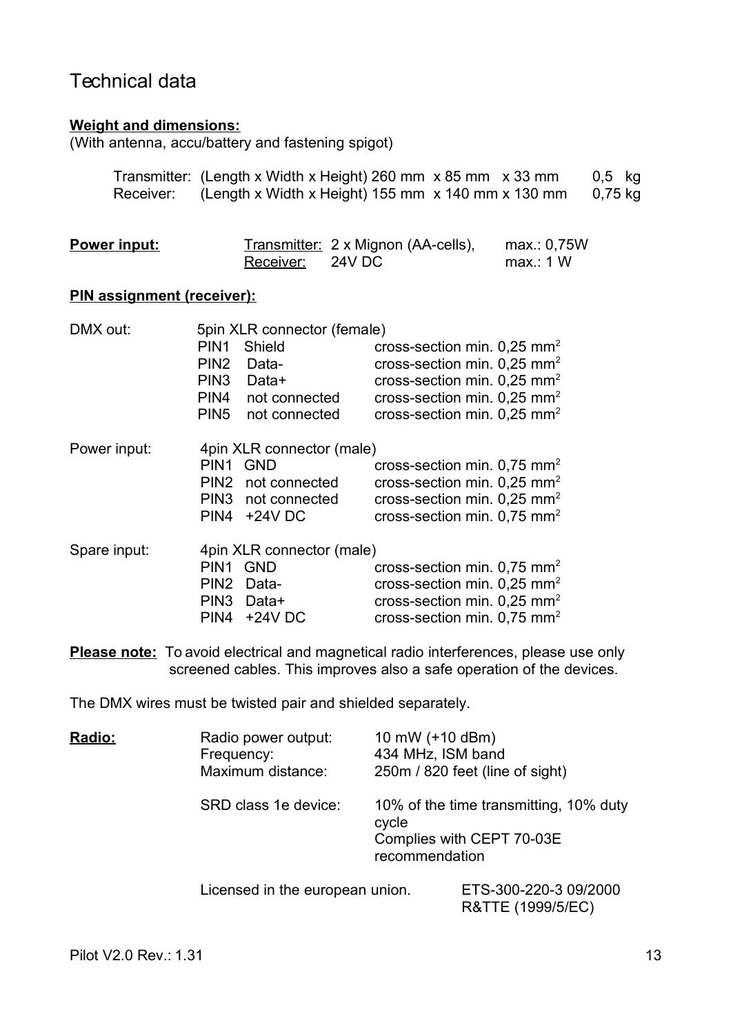# Technical data

**Weight and dimensions:**
(With antenna, accu/battery and fastening spigot)

| | | |
|---|---|---|
| Transmitter: | (Length x Width x Height) 260 mm x 85 mm x 33 mm | 0,5 kg |
| Receiver: | (Length x Width x Height) 155 mm x 140 mm x 130 mm | 0,75 kg |

| | | | |
|---|---|---|---|
| **Power input:** | Transmitter: | 2 x Mignon (AA-cells), | max.: 0,75W |
| | Receiver: | 24V DC | max.: 1 W |

**PIN assignment (receiver):**

DMX out: 5pin XLR connector (female)

| | | |
|---|---|---|
| PIN1 | Shield | cross-section min. 0,25 mm$^2$ |
| PIN2 | Data- | cross-section min. 0,25 mm$^2$ |
| PIN3 | Data+ | cross-section min. 0,25 mm$^2$ |
| PIN4 | not connected | cross-section min. 0,25 mm$^2$ |
| PIN5 | not connected | cross-section min. 0,25 mm$^2$ |

Power input: 4pin XLR connector (male)

| | | |
|---|---|---|
| PIN1 | GND | cross-section min. 0,75 mm$^2$ |
| PIN2 | not connected | cross-section min. 0,25 mm$^2$ |
| PIN3 | not connected | cross-section min. 0,25 mm$^2$ |
| PIN4 | +24V DC | cross-section min. 0,75 mm$^2$ |

Spare input: 4pin XLR connector (male)

| | | |
|---|---|---|
| PIN1 | GND | cross-section min. 0,75 mm$^2$ |
| PIN2 | Data- | cross-section min. 0,25 mm$^2$ |
| PIN3 | Data+ | cross-section min. 0,25 mm$^2$ |
| PIN4 | +24V DC | cross-section min. 0,75 mm$^2$ |

**Please note:** To avoid electrical and magnetical radio interferences, please use only screened cables. This improves also a safe operation of the devices.

The DMX wires must be twisted pair and shielded separately.

| | | |
|---|---|---|
| **Radio:** | Radio power output: | 10 mW (+10 dBm) |
| | Frequency: | 434 MHz, ISM band |
| | Maximum distance: | 250m / 820 feet (line of sight) |
| | SRD class 1e device: | 10% of the time transmitting, 10% duty cycle<br>Complies with CEPT 70-03E recommendation |

Licensed in the european union. ETS-300-220-3 09/2000
R&TTE (1999/5/EC)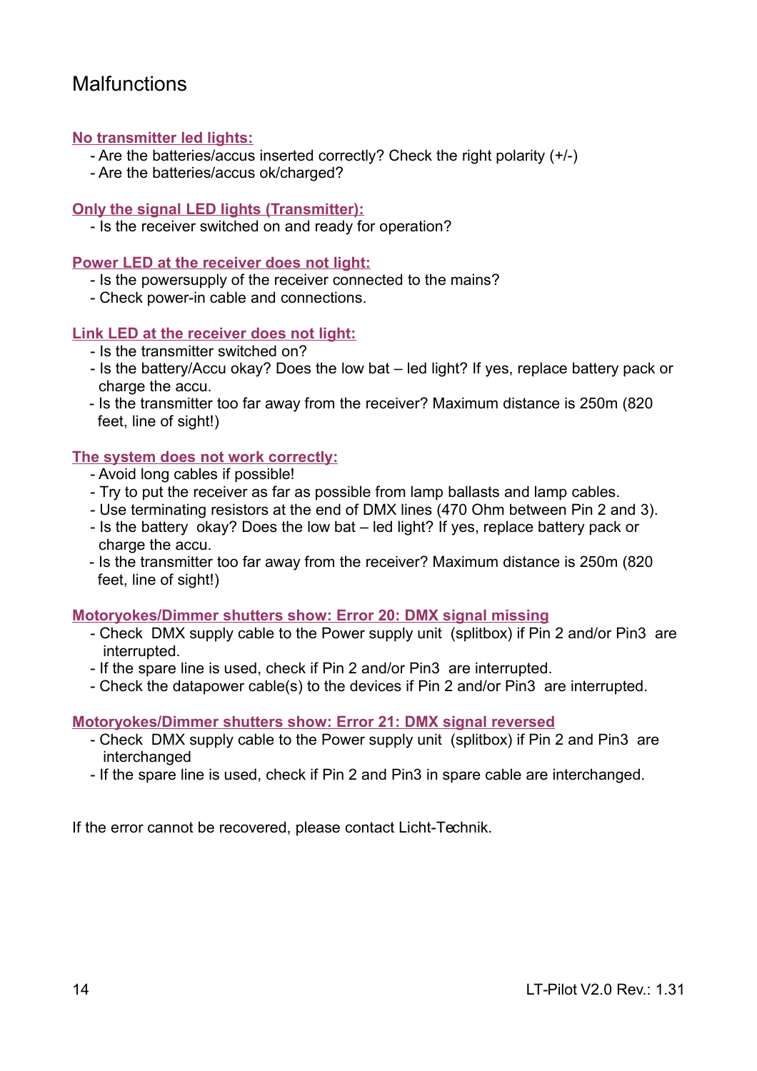# Malfunctions

**No transmitter led lights:**

- Are the batteries/accus inserted correctly? Check the right polarity (+/-)
- Are the batteries/accus ok/charged?

**Only the signal LED lights (Transmitter):**

- Is the receiver switched on and ready for operation?

**Power LED at the receiver does not light:**

- Is the powersupply of the receiver connected to the mains?
- Check power-in cable and connections.

**Link LED at the receiver does not light:**

- Is the transmitter switched on?
- Is the battery/Accu okay? Does the low bat – led light? If yes, replace battery pack or charge the accu.
- Is the transmitter too far away from the receiver? Maximum distance is 250m (820 feet, line of sight!)

**The system does not work correctly:**

- Avoid long cables if possible!
- Try to put the receiver as far as possible from lamp ballasts and lamp cables.
- Use terminating resistors at the end of DMX lines (470 Ohm between Pin 2 and 3).
- Is the battery okay? Does the low bat – led light? If yes, replace battery pack or charge the accu.
- Is the transmitter too far away from the receiver? Maximum distance is 250m (820 feet, line of sight!)

**Motoryokes/Dimmer shutters show: Error 20: DMX signal missing**

- Check DMX supply cable to the Power supply unit (splitbox) if Pin 2 and/or Pin3 are interrupted.
- If the spare line is used, check if Pin 2 and/or Pin3 are interrupted.
- Check the datapower cable(s) to the devices if Pin 2 and/or Pin3 are interrupted.

**Motoryokes/Dimmer shutters show: Error 21: DMX signal reversed**

- Check DMX supply cable to the Power supply unit (splitbox) if Pin 2 and Pin3 are interchanged
- If the spare line is used, check if Pin 2 and Pin3 in spare cable are interchanged.

If the error cannot be recovered, please contact Licht-Technik.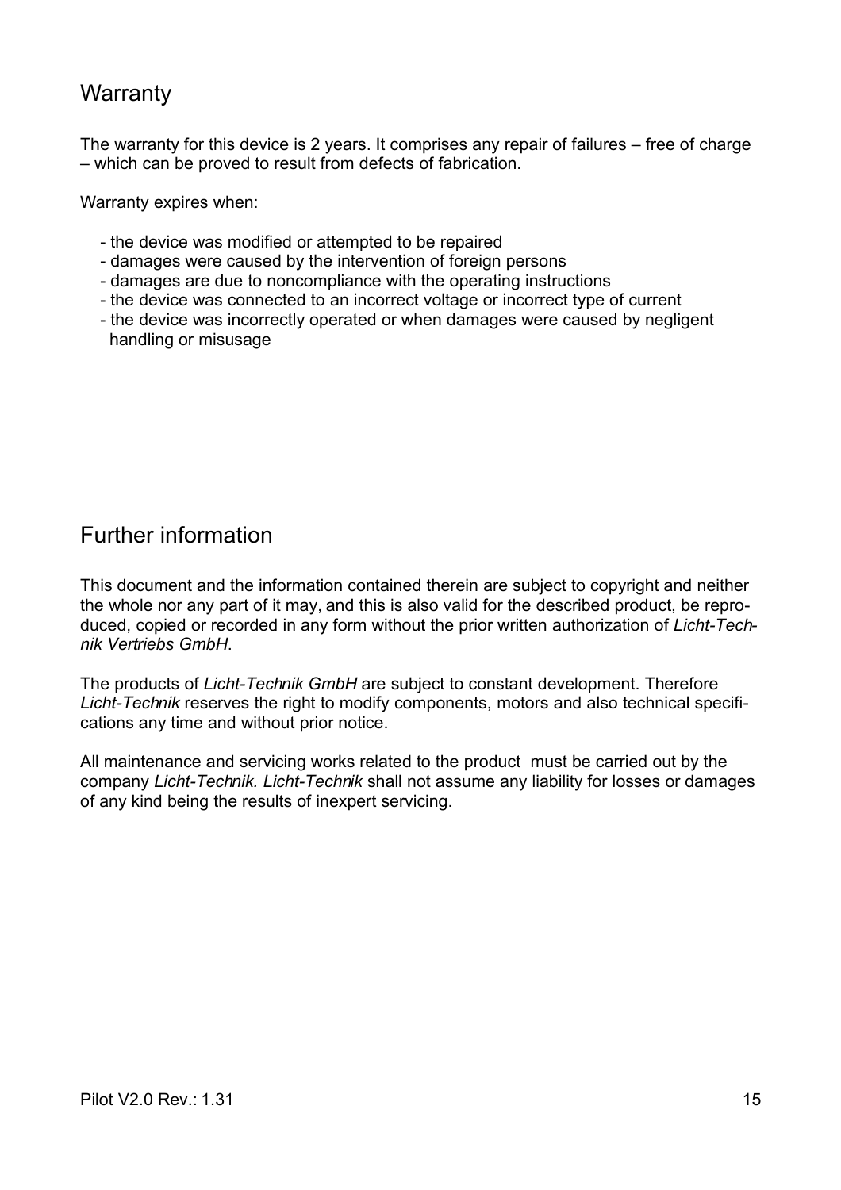## Warranty

The warranty for this device is 2 years. It comprises any repair of failures – free of charge – which can be proved to result from defects of fabrication.

Warranty expires when:

- the device was modified or attempted to be repaired
- damages were caused by the intervention of foreign persons
- damages are due to noncompliance with the operating instructions
- the device was connected to an incorrect voltage or incorrect type of current
- the device was incorrectly operated or when damages were caused by negligent handling or misusage

## Further information

This document and the information contained therein are subject to copyright and neither the whole nor any part of it may, and this is also valid for the described product, be reproduced, copied or recorded in any form without the prior written authorization of *Licht-Technik Vertriebs GmbH*.

The products of *Licht-Technik GmbH* are subject to constant development. Therefore *Licht-Technik* reserves the right to modify components, motors and also technical specifications any time and without prior notice.

All maintenance and servicing works related to the product must be carried out by the company *Licht-Technik. Licht-Technik* shall not assume any liability for losses or damages of any kind being the results of inexpert servicing.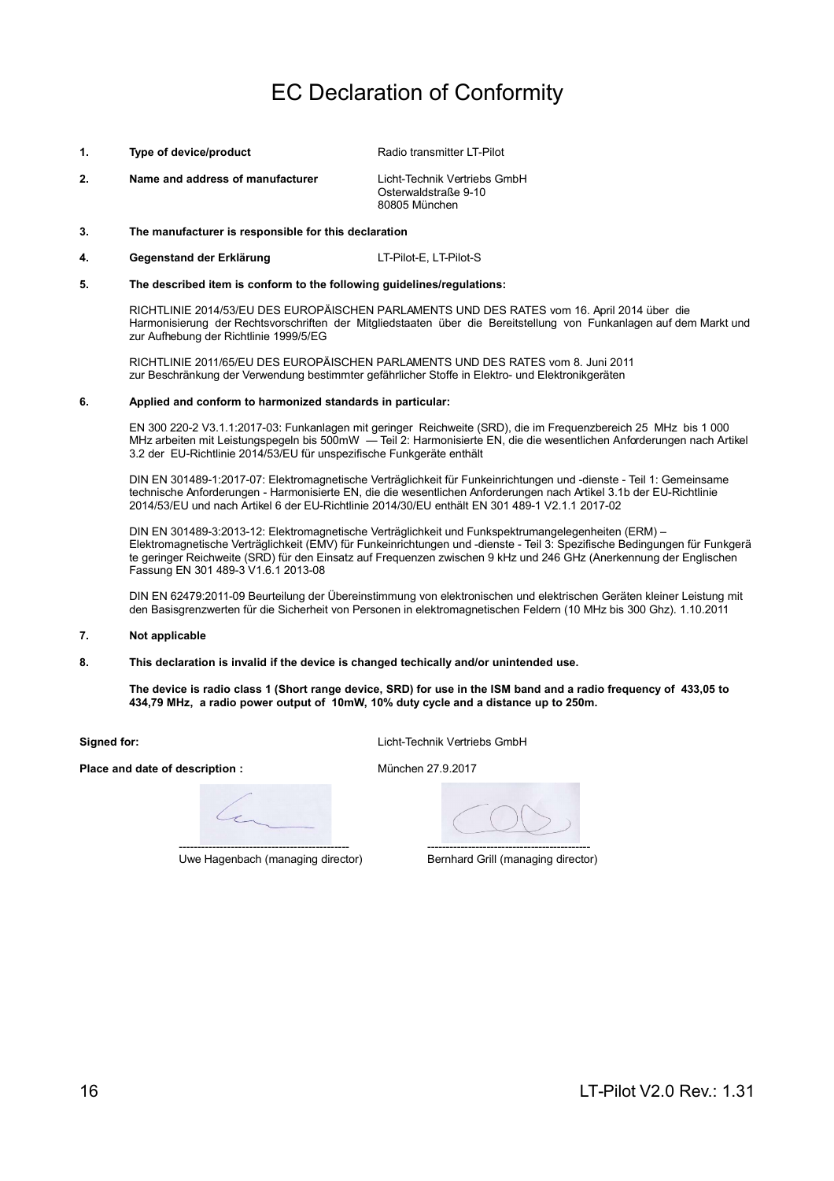# EC Declaration of Conformity

**1. Type of device/product** Radio transmitter LT-Pilot

**2. Name and address of manufacturer** Licht-Technik Vertriebs GmbH
Osterwaldstraße 9-10
80805 München

**3. The manufacturer is responsible for this declaration**

**4. Gegenstand der Erklärung** LT-Pilot-E, LT-Pilot-S

**5. The described item is conform to the following guidelines/regulations:**

RICHTLINIE 2014/53/EU DES EUROPÄISCHEN PARLAMENTS UND DES RATES vom 16. April 2014 über die Harmonisierung der Rechtsvorschriften der Mitgliedstaaten über die Bereitstellung von Funkanlagen auf dem Markt und zur Aufhebung der Richtlinie 1999/5/EG

RICHTLINIE 2011/65/EU DES EUROPÄISCHEN PARLAMENTS UND DES RATES vom 8. Juni 2011 zur Beschränkung der Verwendung bestimmter gefährlicher Stoffe in Elektro- und Elektronikgeräten

**6. Applied and conform to harmonized standards in particular:**

EN 300 220-2 V3.1.1:2017-03: Funkanlagen mit geringer Reichweite (SRD), die im Frequenzbereich 25 MHz bis 1 000 MHz arbeiten mit Leistungspegeln bis 500mW — Teil 2: Harmonisierte EN, die die wesentlichen Anforderungen nach Artikel 3.2 der EU-Richtlinie 2014/53/EU für unspezifische Funkgeräte enthält

DIN EN 301489-1:2017-07: Elektromagnetische Verträglichkeit für Funkeinrichtungen und -dienste - Teil 1: Gemeinsame technische Anforderungen - Harmonisierte EN, die die wesentlichen Anforderungen nach Artikel 3.1b der EU-Richtlinie 2014/53/EU und nach Artikel 6 der EU-Richtlinie 2014/30/EU enthält EN 301 489-1 V2.1.1 2017-02

DIN EN 301489-3:2013-12: Elektromagnetische Verträglichkeit und Funkspektrumangelegenheiten (ERM) – Elektromagnetische Verträglichkeit (EMV) für Funkeinrichtungen und -dienste - Teil 3: Spezifische Bedingungen für Funkgeräte geringer Reichweite (SRD) für den Einsatz auf Frequenzen zwischen 9 kHz und 246 GHz (Anerkennung der Englischen Fassung EN 301 489-3 V1.6.1 2013-08

DIN EN 62479:2011-09 Beurteilung der Übereinstimmung von elektronischen und elektrischen Geräten kleiner Leistung mit den Basisgrenzwerten für die Sicherheit von Personen in elektromagnetischen Feldern (10 MHz bis 300 Ghz). 1.10.2011

**7. Not applicable**

**8. This declaration is invalid if the device is changed techically and/or unintended use.**

**The device is radio class 1 (Short range device, SRD) for use in the ISM band and a radio frequency of 433,05 to 434,79 MHz, a radio power output of 10mW, 10% duty cycle and a distance up to 250m.**

**Signed for:** Licht-Technik Vertriebs GmbH

**Place and date of description :** München 27.9.2017

---------------------------------------------- Uwe Hagenbach (managing director)

---------------------------------------------- Bernhard Grill (managing director)